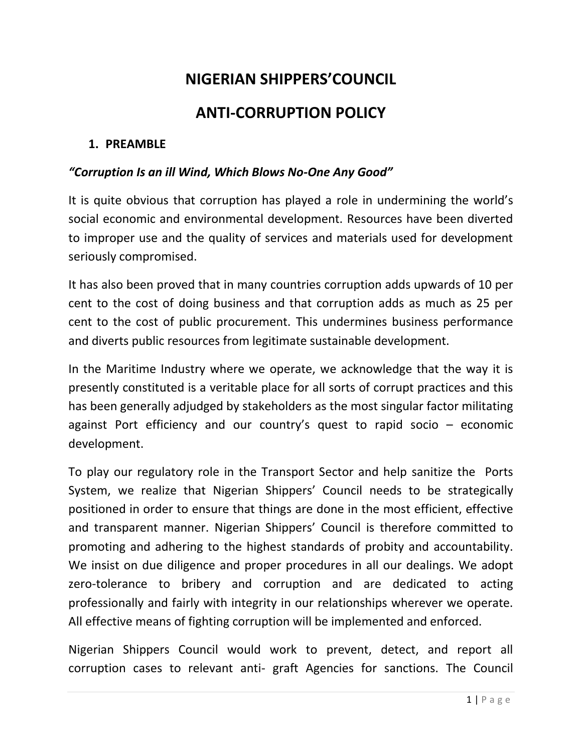# NIGERIAN SHIPPERS'COUNCIL

# ANTI-CORRUPTION POLICY

## 1. PREAMBLE

***"Corruption Is an ill Wind, Which Blows No-One Any Good"***

It is quite obvious that corruption has played a role in undermining the world's social economic and environmental development. Resources have been diverted to improper use and the quality of services and materials used for development seriously compromised.

It has also been proved that in many countries corruption adds upwards of 10 per cent to the cost of doing business and that corruption adds as much as 25 per cent to the cost of public procurement. This undermines business performance and diverts public resources from legitimate sustainable development.

In the Maritime Industry where we operate, we acknowledge that the way it is presently constituted is a veritable place for all sorts of corrupt practices and this has been generally adjudged by stakeholders as the most singular factor militating against Port efficiency and our country's quest to rapid socio – economic development.

To play our regulatory role in the Transport Sector and help sanitize the Ports System, we realize that Nigerian Shippers' Council needs to be strategically positioned in order to ensure that things are done in the most efficient, effective and transparent manner. Nigerian Shippers' Council is therefore committed to promoting and adhering to the highest standards of probity and accountability. We insist on due diligence and proper procedures in all our dealings. We adopt zero-tolerance to bribery and corruption and are dedicated to acting professionally and fairly with integrity in our relationships wherever we operate. All effective means of fighting corruption will be implemented and enforced.

Nigerian Shippers Council would work to prevent, detect, and report all corruption cases to relevant anti- graft Agencies for sanctions. The Council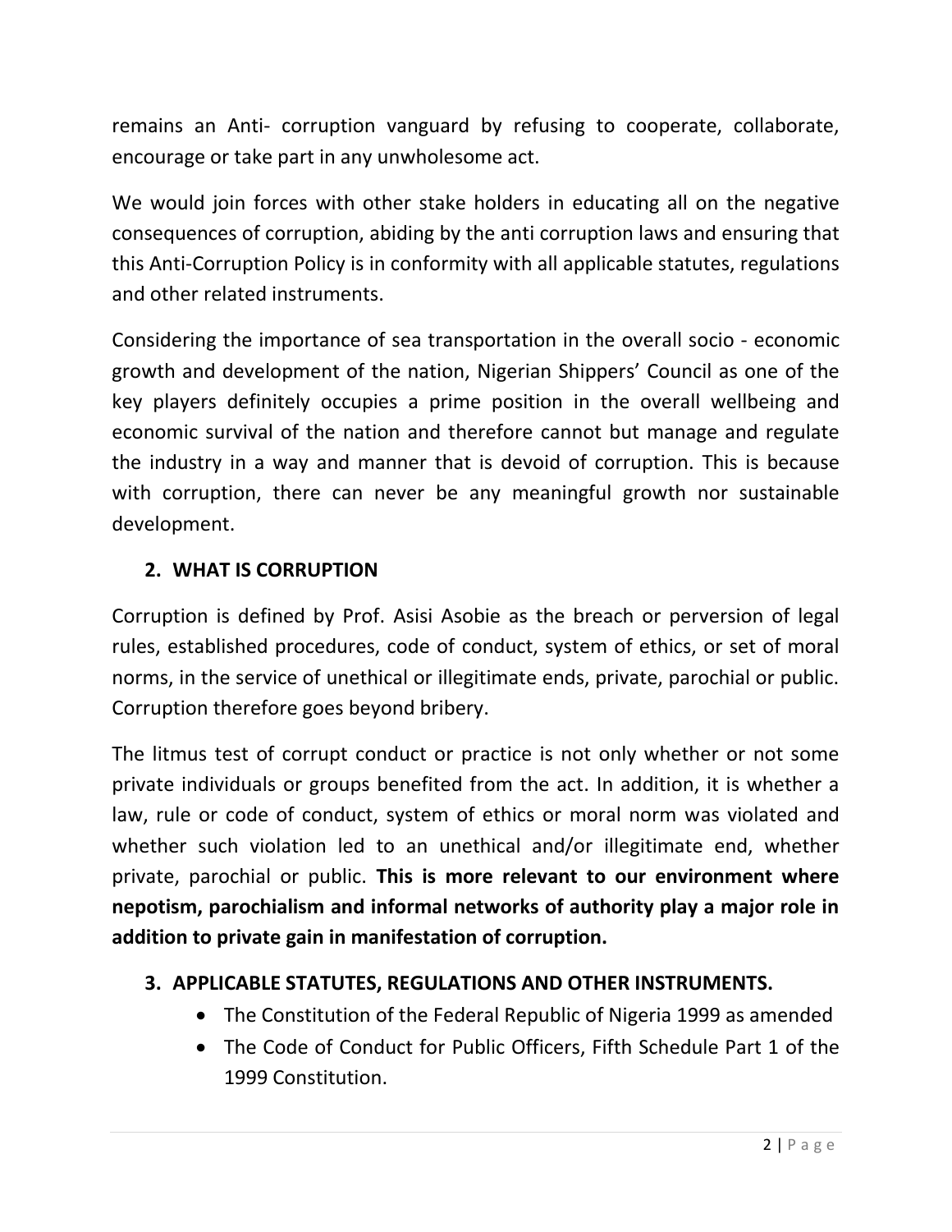remains an Anti- corruption vanguard by refusing to cooperate, collaborate, encourage or take part in any unwholesome act.

We would join forces with other stake holders in educating all on the negative consequences of corruption, abiding by the anti corruption laws and ensuring that this Anti-Corruption Policy is in conformity with all applicable statutes, regulations and other related instruments.

Considering the importance of sea transportation in the overall socio - economic growth and development of the nation, Nigerian Shippers' Council as one of the key players definitely occupies a prime position in the overall wellbeing and economic survival of the nation and therefore cannot but manage and regulate the industry in a way and manner that is devoid of corruption. This is because with corruption, there can never be any meaningful growth nor sustainable development.

## 2. WHAT IS CORRUPTION

Corruption is defined by Prof. Asisi Asobie as the breach or perversion of legal rules, established procedures, code of conduct, system of ethics, or set of moral norms, in the service of unethical or illegitimate ends, private, parochial or public. Corruption therefore goes beyond bribery.

The litmus test of corrupt conduct or practice is not only whether or not some private individuals or groups benefited from the act. In addition, it is whether a law, rule or code of conduct, system of ethics or moral norm was violated and whether such violation led to an unethical and/or illegitimate end, whether private, parochial or public. **This is more relevant to our environment where nepotism, parochialism and informal networks of authority play a major role in addition to private gain in manifestation of corruption.**

## 3. APPLICABLE STATUTES, REGULATIONS AND OTHER INSTRUMENTS.

- The Constitution of the Federal Republic of Nigeria 1999 as amended
- The Code of Conduct for Public Officers, Fifth Schedule Part 1 of the 1999 Constitution.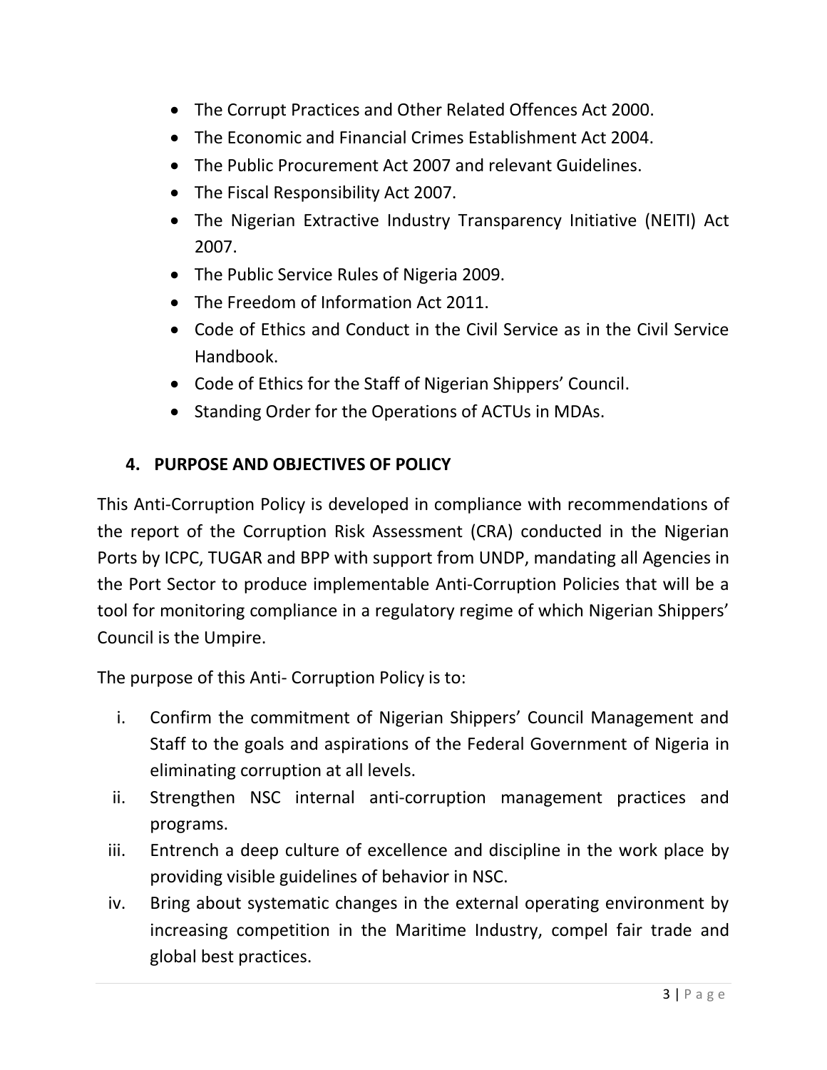- The Corrupt Practices and Other Related Offences Act 2000.
- The Economic and Financial Crimes Establishment Act 2004.
- The Public Procurement Act 2007 and relevant Guidelines.
- The Fiscal Responsibility Act 2007.
- The Nigerian Extractive Industry Transparency Initiative (NEITI) Act 2007.
- The Public Service Rules of Nigeria 2009.
- The Freedom of Information Act 2011.
- Code of Ethics and Conduct in the Civil Service as in the Civil Service Handbook.
- Code of Ethics for the Staff of Nigerian Shippers' Council.
- Standing Order for the Operations of ACTUs in MDAs.

## 4. PURPOSE AND OBJECTIVES OF POLICY

This Anti-Corruption Policy is developed in compliance with recommendations of the report of the Corruption Risk Assessment (CRA) conducted in the Nigerian Ports by ICPC, TUGAR and BPP with support from UNDP, mandating all Agencies in the Port Sector to produce implementable Anti-Corruption Policies that will be a tool for monitoring compliance in a regulatory regime of which Nigerian Shippers' Council is the Umpire.

The purpose of this Anti- Corruption Policy is to:

i. Confirm the commitment of Nigerian Shippers' Council Management and Staff to the goals and aspirations of the Federal Government of Nigeria in eliminating corruption at all levels.

ii. Strengthen NSC internal anti-corruption management practices and programs.

iii. Entrench a deep culture of excellence and discipline in the work place by providing visible guidelines of behavior in NSC.

iv. Bring about systematic changes in the external operating environment by increasing competition in the Maritime Industry, compel fair trade and global best practices.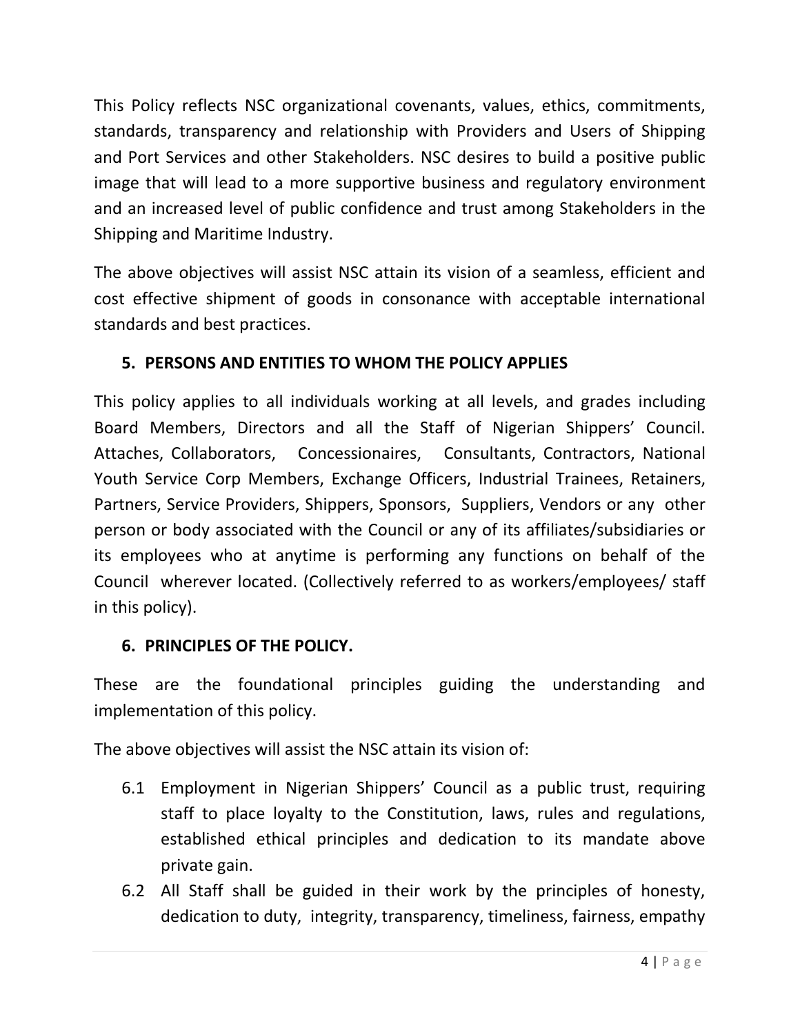This Policy reflects NSC organizational covenants, values, ethics, commitments, standards, transparency and relationship with Providers and Users of Shipping and Port Services and other Stakeholders. NSC desires to build a positive public image that will lead to a more supportive business and regulatory environment and an increased level of public confidence and trust among Stakeholders in the Shipping and Maritime Industry.

The above objectives will assist NSC attain its vision of a seamless, efficient and cost effective shipment of goods in consonance with acceptable international standards and best practices.

## 5. PERSONS AND ENTITIES TO WHOM THE POLICY APPLIES

This policy applies to all individuals working at all levels, and grades including Board Members, Directors and all the Staff of Nigerian Shippers' Council. Attaches, Collaborators, Concessionaires, Consultants, Contractors, National Youth Service Corp Members, Exchange Officers, Industrial Trainees, Retainers, Partners, Service Providers, Shippers, Sponsors, Suppliers, Vendors or any other person or body associated with the Council or any of its affiliates/subsidiaries or its employees who at anytime is performing any functions on behalf of the Council wherever located. (Collectively referred to as workers/employees/ staff in this policy).

## 6. PRINCIPLES OF THE POLICY.

These are the foundational principles guiding the understanding and implementation of this policy.

The above objectives will assist the NSC attain its vision of:

6.1 Employment in Nigerian Shippers' Council as a public trust, requiring staff to place loyalty to the Constitution, laws, rules and regulations, established ethical principles and dedication to its mandate above private gain.

6.2 All Staff shall be guided in their work by the principles of honesty, dedication to duty, integrity, transparency, timeliness, fairness, empathy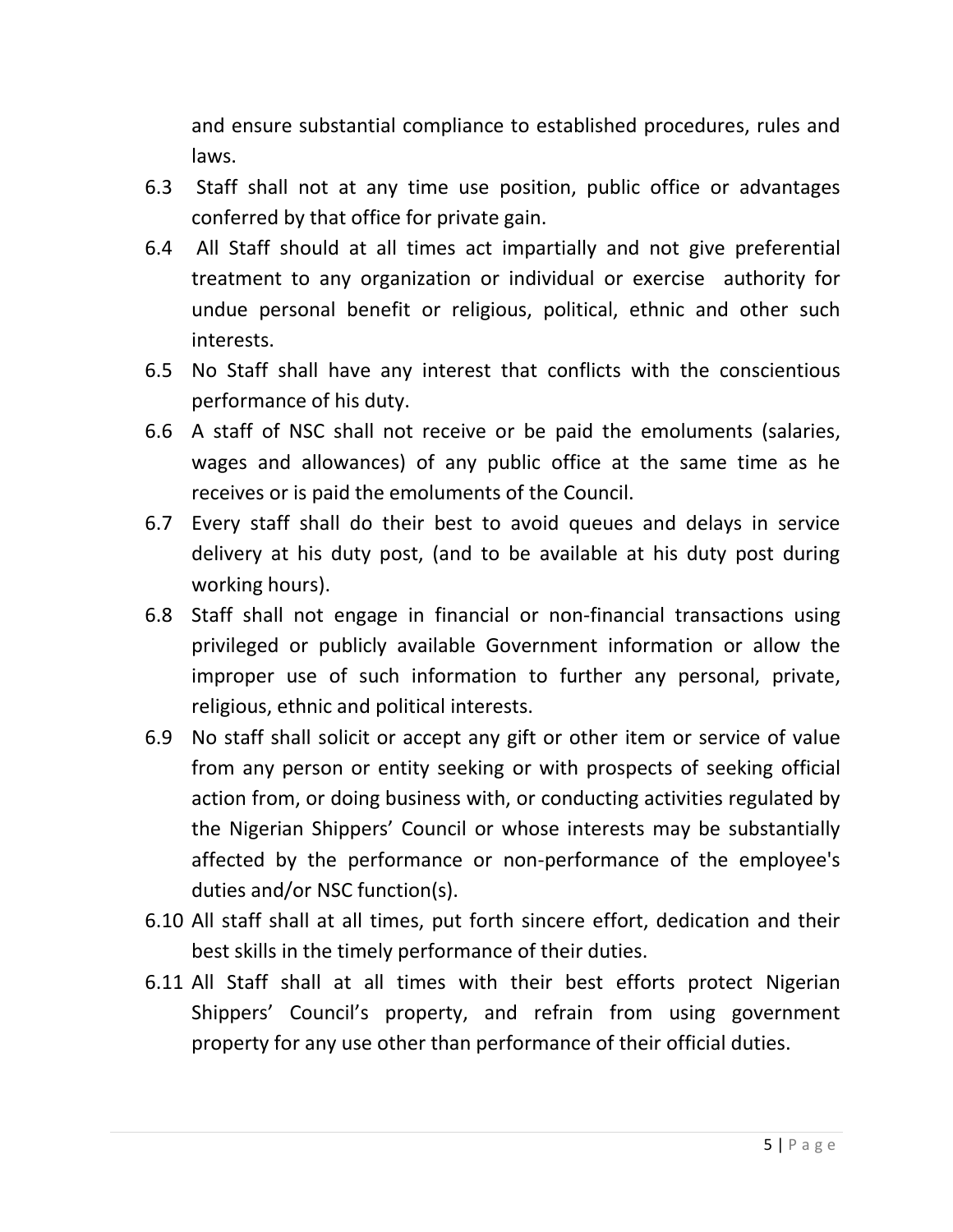and ensure substantial compliance to established procedures, rules and laws.

6.3 Staff shall not at any time use position, public office or advantages conferred by that office for private gain.

6.4 All Staff should at all times act impartially and not give preferential treatment to any organization or individual or exercise authority for undue personal benefit or religious, political, ethnic and other such interests.

6.5 No Staff shall have any interest that conflicts with the conscientious performance of his duty.

6.6 A staff of NSC shall not receive or be paid the emoluments (salaries, wages and allowances) of any public office at the same time as he receives or is paid the emoluments of the Council.

6.7 Every staff shall do their best to avoid queues and delays in service delivery at his duty post, (and to be available at his duty post during working hours).

6.8 Staff shall not engage in financial or non-financial transactions using privileged or publicly available Government information or allow the improper use of such information to further any personal, private, religious, ethnic and political interests.

6.9 No staff shall solicit or accept any gift or other item or service of value from any person or entity seeking or with prospects of seeking official action from, or doing business with, or conducting activities regulated by the Nigerian Shippers' Council or whose interests may be substantially affected by the performance or non-performance of the employee's duties and/or NSC function(s).

6.10 All staff shall at all times, put forth sincere effort, dedication and their best skills in the timely performance of their duties.

6.11 All Staff shall at all times with their best efforts protect Nigerian Shippers' Council's property, and refrain from using government property for any use other than performance of their official duties.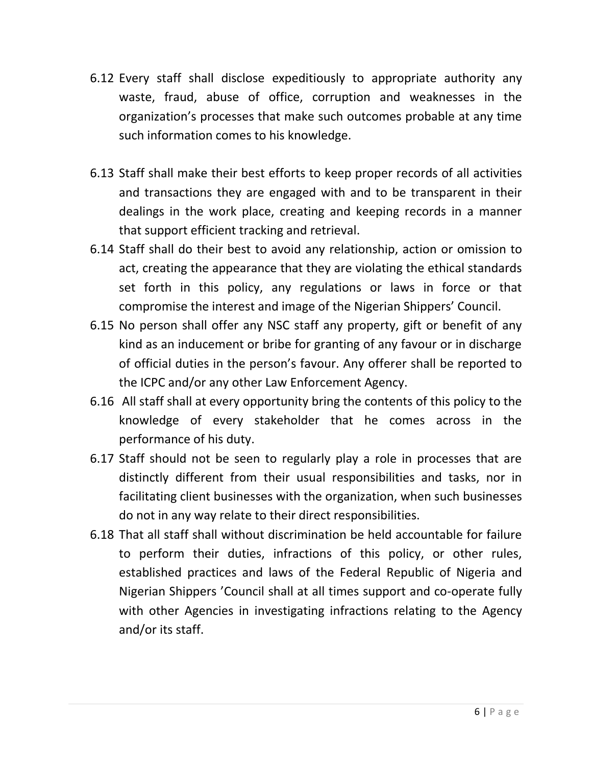6.12 Every staff shall disclose expeditiously to appropriate authority any waste, fraud, abuse of office, corruption and weaknesses in the organization's processes that make such outcomes probable at any time such information comes to his knowledge.

6.13 Staff shall make their best efforts to keep proper records of all activities and transactions they are engaged with and to be transparent in their dealings in the work place, creating and keeping records in a manner that support efficient tracking and retrieval.

6.14 Staff shall do their best to avoid any relationship, action or omission to act, creating the appearance that they are violating the ethical standards set forth in this policy, any regulations or laws in force or that compromise the interest and image of the Nigerian Shippers' Council.

6.15 No person shall offer any NSC staff any property, gift or benefit of any kind as an inducement or bribe for granting of any favour or in discharge of official duties in the person's favour. Any offerer shall be reported to the ICPC and/or any other Law Enforcement Agency.

6.16 All staff shall at every opportunity bring the contents of this policy to the knowledge of every stakeholder that he comes across in the performance of his duty.

6.17 Staff should not be seen to regularly play a role in processes that are distinctly different from their usual responsibilities and tasks, nor in facilitating client businesses with the organization, when such businesses do not in any way relate to their direct responsibilities.

6.18 That all staff shall without discrimination be held accountable for failure to perform their duties, infractions of this policy, or other rules, established practices and laws of the Federal Republic of Nigeria and Nigerian Shippers 'Council shall at all times support and co-operate fully with other Agencies in investigating infractions relating to the Agency and/or its staff.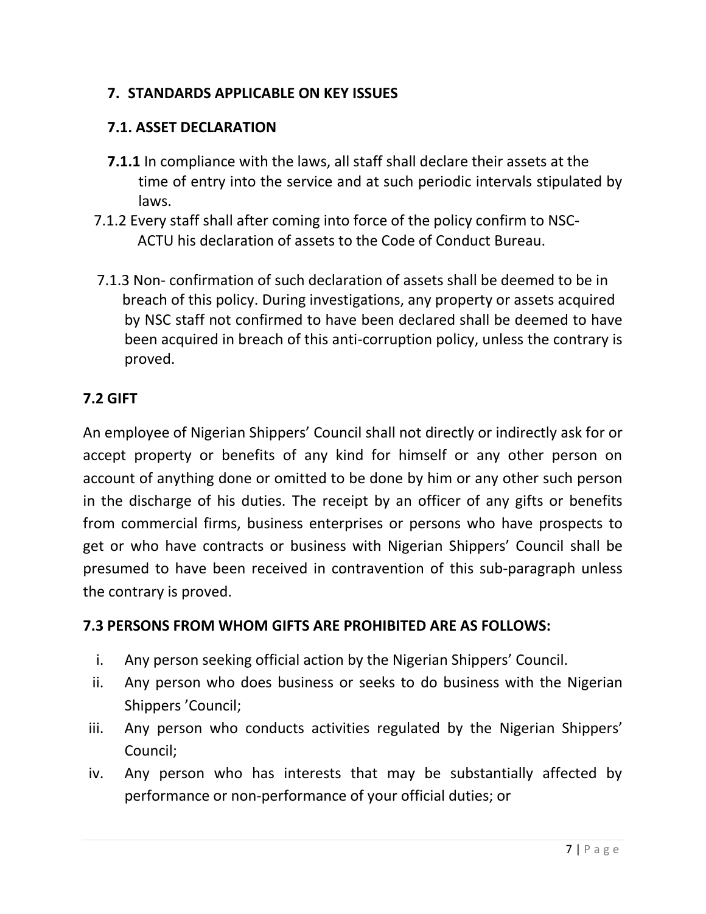## 7. STANDARDS APPLICABLE ON KEY ISSUES

### 7.1. ASSET DECLARATION

**7.1.1** In compliance with the laws, all staff shall declare their assets at the time of entry into the service and at such periodic intervals stipulated by laws.

7.1.2 Every staff shall after coming into force of the policy confirm to NSC-ACTU his declaration of assets to the Code of Conduct Bureau.

7.1.3 Non- confirmation of such declaration of assets shall be deemed to be in breach of this policy. During investigations, any property or assets acquired by NSC staff not confirmed to have been declared shall be deemed to have been acquired in breach of this anti-corruption policy, unless the contrary is proved.

### 7.2 GIFT

An employee of Nigerian Shippers' Council shall not directly or indirectly ask for or accept property or benefits of any kind for himself or any other person on account of anything done or omitted to be done by him or any other such person in the discharge of his duties. The receipt by an officer of any gifts or benefits from commercial firms, business enterprises or persons who have prospects to get or who have contracts or business with Nigerian Shippers' Council shall be presumed to have been received in contravention of this sub-paragraph unless the contrary is proved.

### 7.3 PERSONS FROM WHOM GIFTS ARE PROHIBITED ARE AS FOLLOWS:

i. Any person seeking official action by the Nigerian Shippers' Council.
ii. Any person who does business or seeks to do business with the Nigerian Shippers 'Council;
iii. Any person who conducts activities regulated by the Nigerian Shippers' Council;
iv. Any person who has interests that may be substantially affected by performance or non-performance of your official duties; or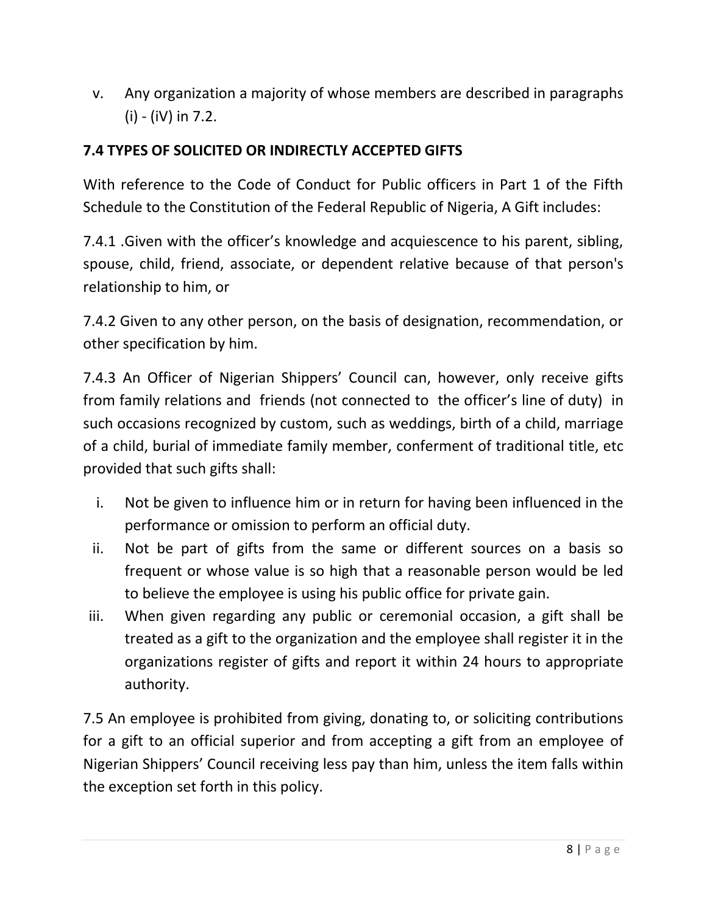v. Any organization a majority of whose members are described in paragraphs (i) - (iV) in 7.2.

**7.4 TYPES OF SOLICITED OR INDIRECTLY ACCEPTED GIFTS**

With reference to the Code of Conduct for Public officers in Part 1 of the Fifth Schedule to the Constitution of the Federal Republic of Nigeria, A Gift includes:

7.4.1 .Given with the officer's knowledge and acquiescence to his parent, sibling, spouse, child, friend, associate, or dependent relative because of that person's relationship to him, or

7.4.2 Given to any other person, on the basis of designation, recommendation, or other specification by him.

7.4.3 An Officer of Nigerian Shippers' Council can, however, only receive gifts from family relations and friends (not connected to the officer's line of duty) in such occasions recognized by custom, such as weddings, birth of a child, marriage of a child, burial of immediate family member, conferment of traditional title, etc provided that such gifts shall:

i. Not be given to influence him or in return for having been influenced in the performance or omission to perform an official duty.
ii. Not be part of gifts from the same or different sources on a basis so frequent or whose value is so high that a reasonable person would be led to believe the employee is using his public office for private gain.
iii. When given regarding any public or ceremonial occasion, a gift shall be treated as a gift to the organization and the employee shall register it in the organizations register of gifts and report it within 24 hours to appropriate authority.

7.5 An employee is prohibited from giving, donating to, or soliciting contributions for a gift to an official superior and from accepting a gift from an employee of Nigerian Shippers' Council receiving less pay than him, unless the item falls within the exception set forth in this policy.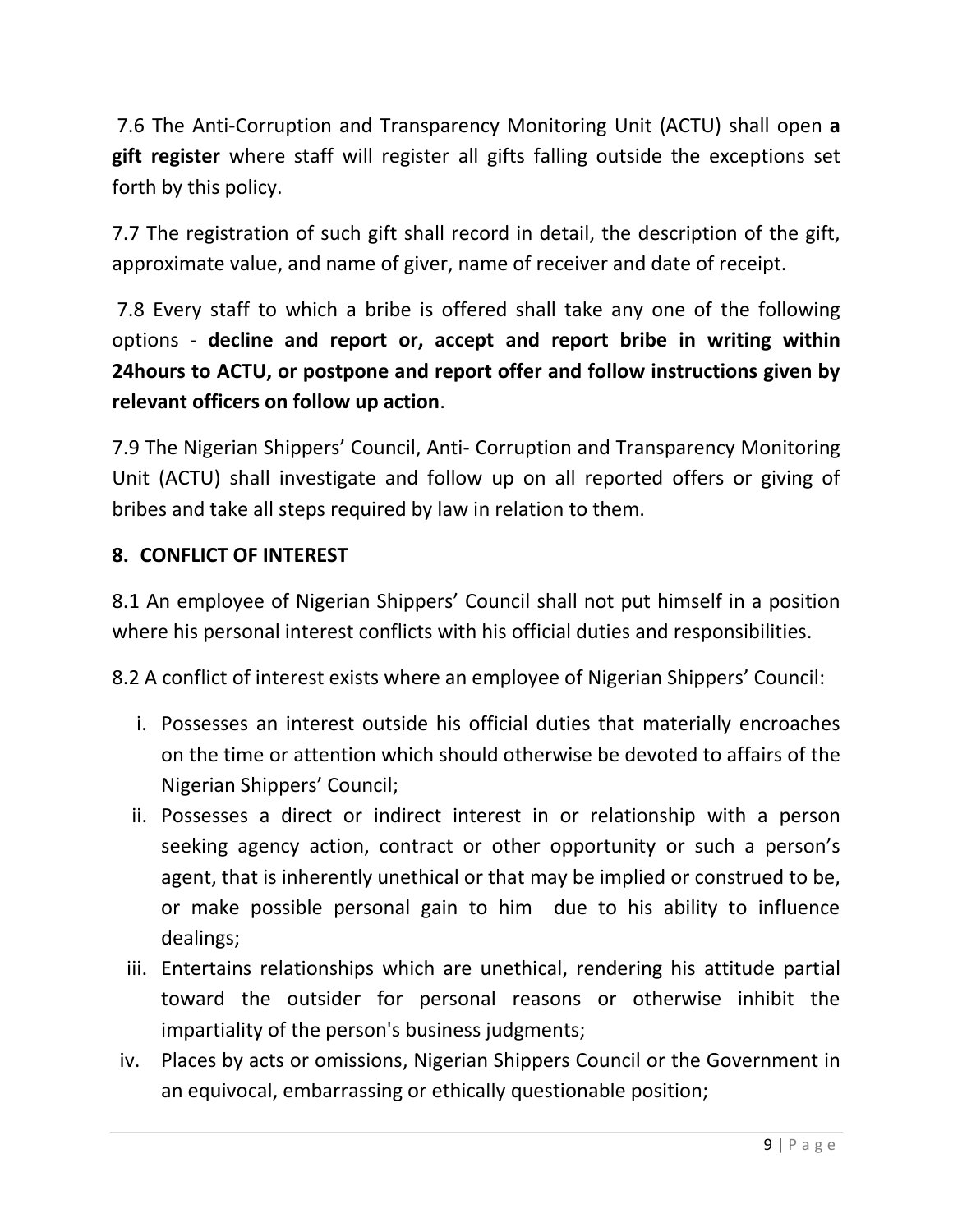7.6 The Anti-Corruption and Transparency Monitoring Unit (ACTU) shall open **a gift register** where staff will register all gifts falling outside the exceptions set forth by this policy.

7.7 The registration of such gift shall record in detail, the description of the gift, approximate value, and name of giver, name of receiver and date of receipt.

7.8 Every staff to which a bribe is offered shall take any one of the following options - **decline and report or, accept and report bribe in writing within 24hours to ACTU, or postpone and report offer and follow instructions given by relevant officers on follow up action**.

7.9 The Nigerian Shippers' Council, Anti- Corruption and Transparency Monitoring Unit (ACTU) shall investigate and follow up on all reported offers or giving of bribes and take all steps required by law in relation to them.

## 8. CONFLICT OF INTEREST

8.1 An employee of Nigerian Shippers' Council shall not put himself in a position where his personal interest conflicts with his official duties and responsibilities.

8.2 A conflict of interest exists where an employee of Nigerian Shippers' Council:

i. Possesses an interest outside his official duties that materially encroaches on the time or attention which should otherwise be devoted to affairs of the Nigerian Shippers' Council;
ii. Possesses a direct or indirect interest in or relationship with a person seeking agency action, contract or other opportunity or such a person's agent, that is inherently unethical or that may be implied or construed to be, or make possible personal gain to him due to his ability to influence dealings;
iii. Entertains relationships which are unethical, rendering his attitude partial toward the outsider for personal reasons or otherwise inhibit the impartiality of the person's business judgments;
iv. Places by acts or omissions, Nigerian Shippers Council or the Government in an equivocal, embarrassing or ethically questionable position;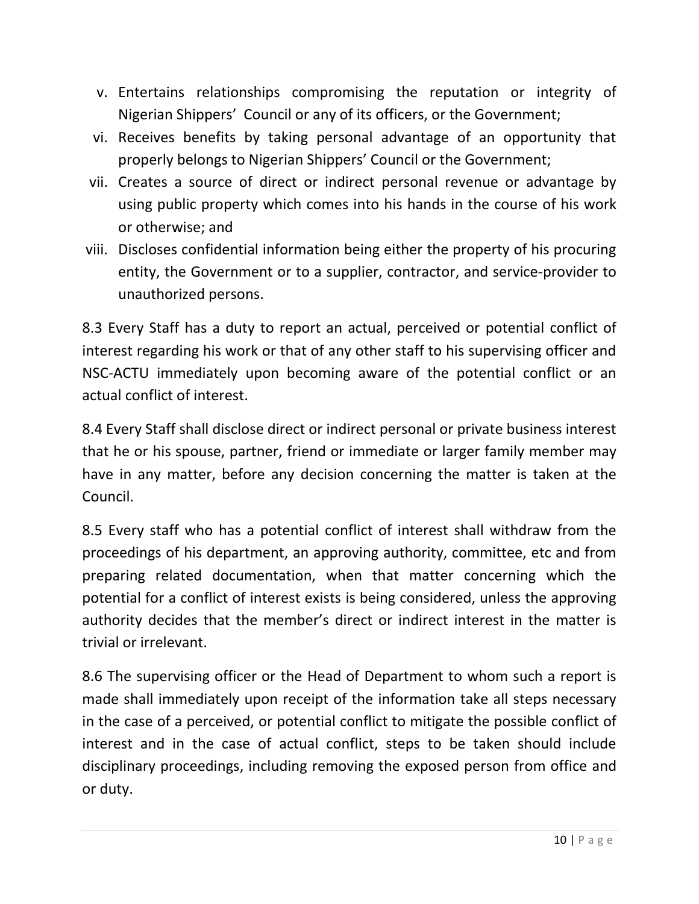v. Entertains relationships compromising the reputation or integrity of Nigerian Shippers' Council or any of its officers, or the Government;
vi. Receives benefits by taking personal advantage of an opportunity that properly belongs to Nigerian Shippers' Council or the Government;
vii. Creates a source of direct or indirect personal revenue or advantage by using public property which comes into his hands in the course of his work or otherwise; and
viii. Discloses confidential information being either the property of his procuring entity, the Government or to a supplier, contractor, and service-provider to unauthorized persons.

8.3 Every Staff has a duty to report an actual, perceived or potential conflict of interest regarding his work or that of any other staff to his supervising officer and NSC-ACTU immediately upon becoming aware of the potential conflict or an actual conflict of interest.

8.4 Every Staff shall disclose direct or indirect personal or private business interest that he or his spouse, partner, friend or immediate or larger family member may have in any matter, before any decision concerning the matter is taken at the Council.

8.5 Every staff who has a potential conflict of interest shall withdraw from the proceedings of his department, an approving authority, committee, etc and from preparing related documentation, when that matter concerning which the potential for a conflict of interest exists is being considered, unless the approving authority decides that the member's direct or indirect interest in the matter is trivial or irrelevant.

8.6 The supervising officer or the Head of Department to whom such a report is made shall immediately upon receipt of the information take all steps necessary in the case of a perceived, or potential conflict to mitigate the possible conflict of interest and in the case of actual conflict, steps to be taken should include disciplinary proceedings, including removing the exposed person from office and or duty.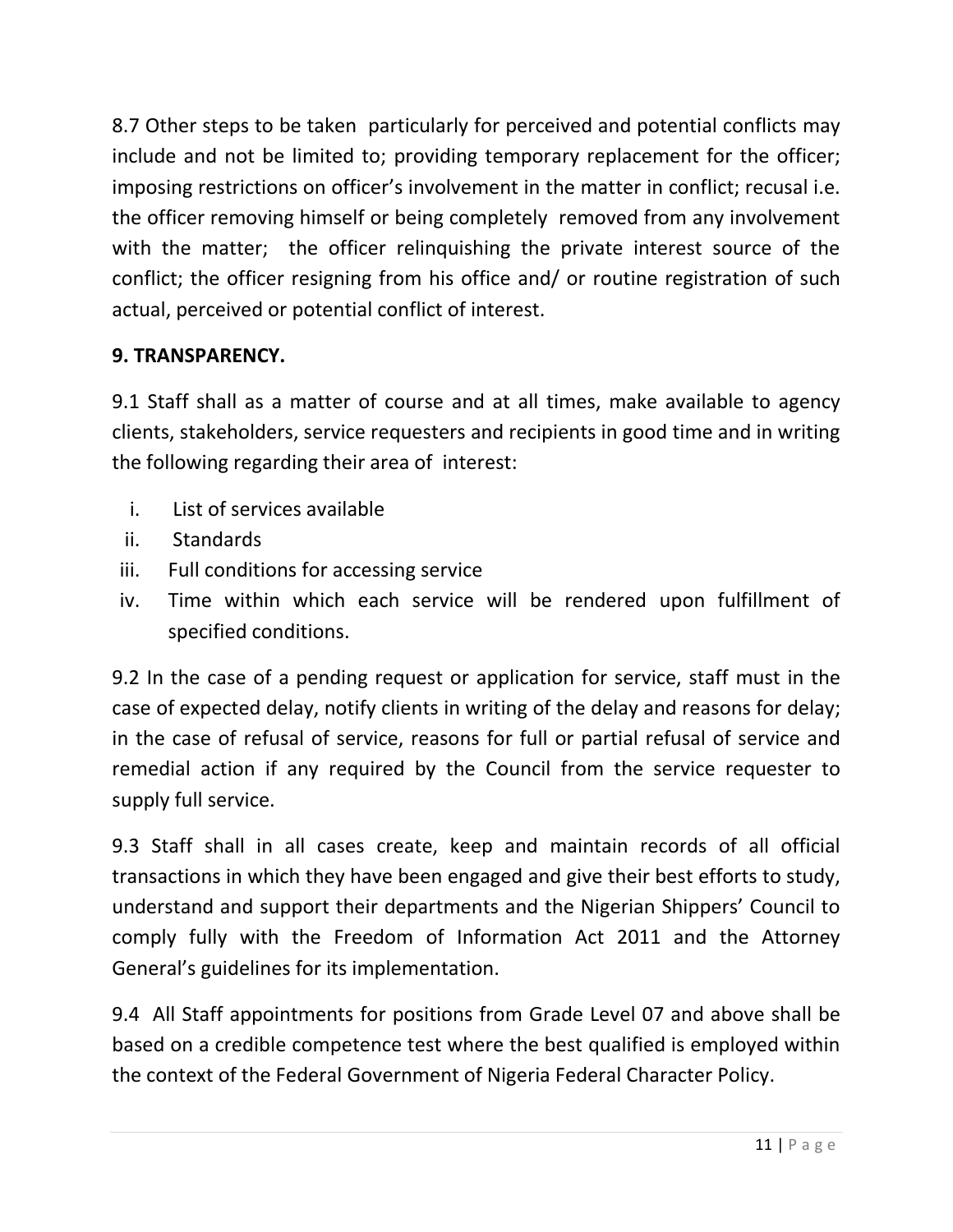8.7 Other steps to be taken particularly for perceived and potential conflicts may include and not be limited to; providing temporary replacement for the officer; imposing restrictions on officer's involvement in the matter in conflict; recusal i.e. the officer removing himself or being completely removed from any involvement with the matter; the officer relinquishing the private interest source of the conflict; the officer resigning from his office and/ or routine registration of such actual, perceived or potential conflict of interest.

## 9. TRANSPARENCY.

9.1 Staff shall as a matter of course and at all times, make available to agency clients, stakeholders, service requesters and recipients in good time and in writing the following regarding their area of interest:

i. List of services available
ii. Standards
iii. Full conditions for accessing service
iv. Time within which each service will be rendered upon fulfillment of specified conditions.

9.2 In the case of a pending request or application for service, staff must in the case of expected delay, notify clients in writing of the delay and reasons for delay; in the case of refusal of service, reasons for full or partial refusal of service and remedial action if any required by the Council from the service requester to supply full service.

9.3 Staff shall in all cases create, keep and maintain records of all official transactions in which they have been engaged and give their best efforts to study, understand and support their departments and the Nigerian Shippers' Council to comply fully with the Freedom of Information Act 2011 and the Attorney General's guidelines for its implementation.

9.4 All Staff appointments for positions from Grade Level 07 and above shall be based on a credible competence test where the best qualified is employed within the context of the Federal Government of Nigeria Federal Character Policy.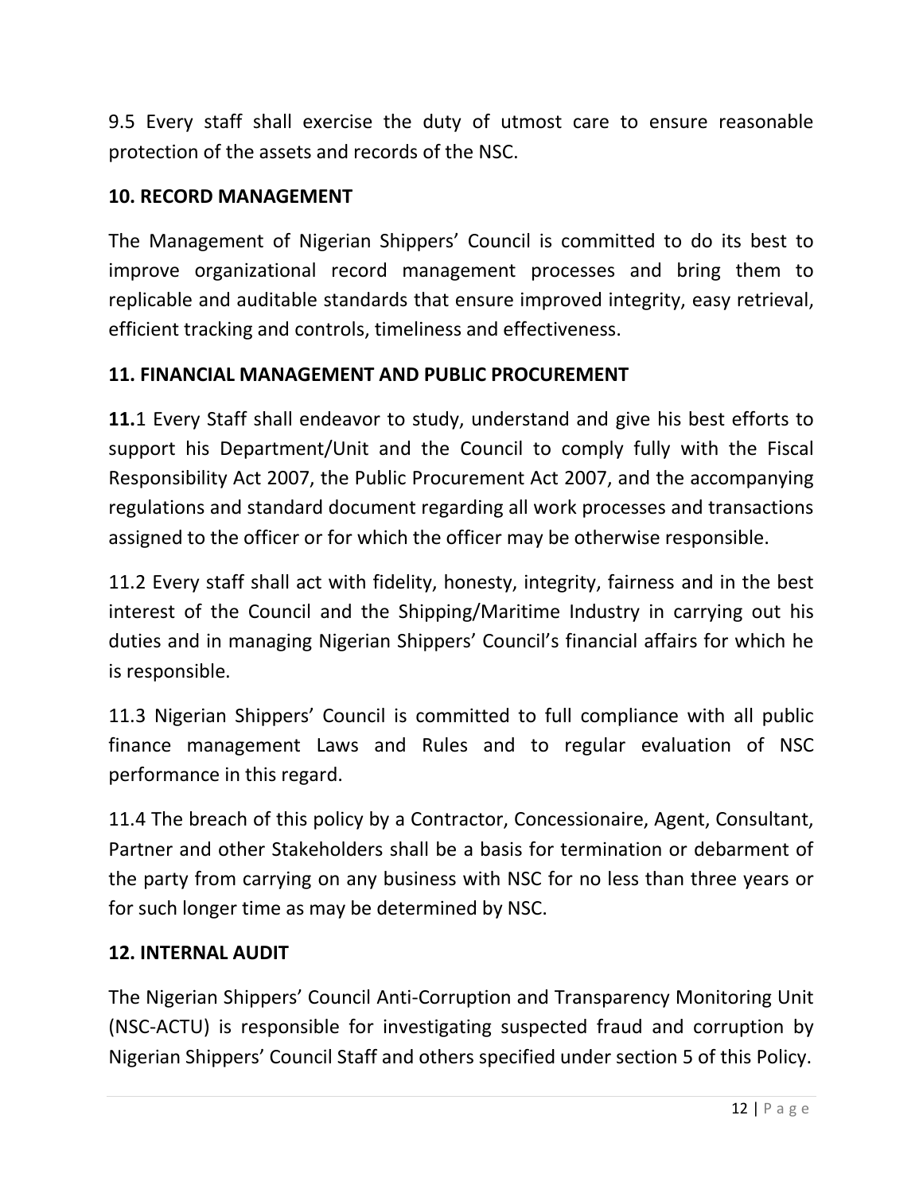9.5 Every staff shall exercise the duty of utmost care to ensure reasonable protection of the assets and records of the NSC.

## 10. RECORD MANAGEMENT

The Management of Nigerian Shippers' Council is committed to do its best to improve organizational record management processes and bring them to replicable and auditable standards that ensure improved integrity, easy retrieval, efficient tracking and controls, timeliness and effectiveness.

## 11. FINANCIAL MANAGEMENT AND PUBLIC PROCUREMENT

**11.**1 Every Staff shall endeavor to study, understand and give his best efforts to support his Department/Unit and the Council to comply fully with the Fiscal Responsibility Act 2007, the Public Procurement Act 2007, and the accompanying regulations and standard document regarding all work processes and transactions assigned to the officer or for which the officer may be otherwise responsible.

11.2 Every staff shall act with fidelity, honesty, integrity, fairness and in the best interest of the Council and the Shipping/Maritime Industry in carrying out his duties and in managing Nigerian Shippers' Council's financial affairs for which he is responsible.

11.3 Nigerian Shippers' Council is committed to full compliance with all public finance management Laws and Rules and to regular evaluation of NSC performance in this regard.

11.4 The breach of this policy by a Contractor, Concessionaire, Agent, Consultant, Partner and other Stakeholders shall be a basis for termination or debarment of the party from carrying on any business with NSC for no less than three years or for such longer time as may be determined by NSC.

## 12. INTERNAL AUDIT

The Nigerian Shippers' Council Anti-Corruption and Transparency Monitoring Unit (NSC-ACTU) is responsible for investigating suspected fraud and corruption by Nigerian Shippers' Council Staff and others specified under section 5 of this Policy.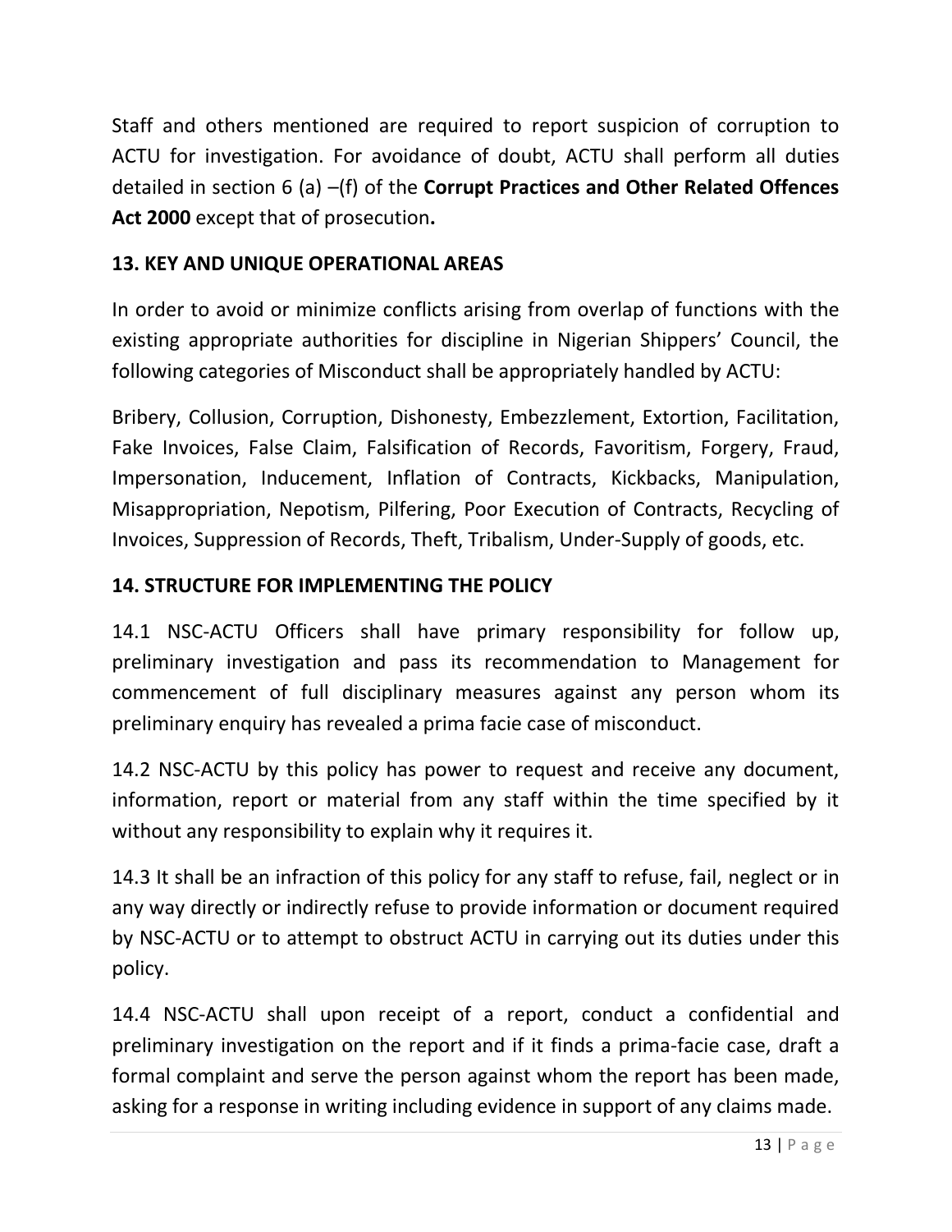Staff and others mentioned are required to report suspicion of corruption to ACTU for investigation. For avoidance of doubt, ACTU shall perform all duties detailed in section 6 (a) –(f) of the **Corrupt Practices and Other Related Offences Act 2000** except that of prosecution**.**

## 13. KEY AND UNIQUE OPERATIONAL AREAS

In order to avoid or minimize conflicts arising from overlap of functions with the existing appropriate authorities for discipline in Nigerian Shippers' Council, the following categories of Misconduct shall be appropriately handled by ACTU:

Bribery, Collusion, Corruption, Dishonesty, Embezzlement, Extortion, Facilitation, Fake Invoices, False Claim, Falsification of Records, Favoritism, Forgery, Fraud, Impersonation, Inducement, Inflation of Contracts, Kickbacks, Manipulation, Misappropriation, Nepotism, Pilfering, Poor Execution of Contracts, Recycling of Invoices, Suppression of Records, Theft, Tribalism, Under-Supply of goods, etc.

## 14. STRUCTURE FOR IMPLEMENTING THE POLICY

14.1 NSC-ACTU Officers shall have primary responsibility for follow up, preliminary investigation and pass its recommendation to Management for commencement of full disciplinary measures against any person whom its preliminary enquiry has revealed a prima facie case of misconduct.

14.2 NSC-ACTU by this policy has power to request and receive any document, information, report or material from any staff within the time specified by it without any responsibility to explain why it requires it.

14.3 It shall be an infraction of this policy for any staff to refuse, fail, neglect or in any way directly or indirectly refuse to provide information or document required by NSC-ACTU or to attempt to obstruct ACTU in carrying out its duties under this policy.

14.4 NSC-ACTU shall upon receipt of a report, conduct a confidential and preliminary investigation on the report and if it finds a prima-facie case, draft a formal complaint and serve the person against whom the report has been made, asking for a response in writing including evidence in support of any claims made.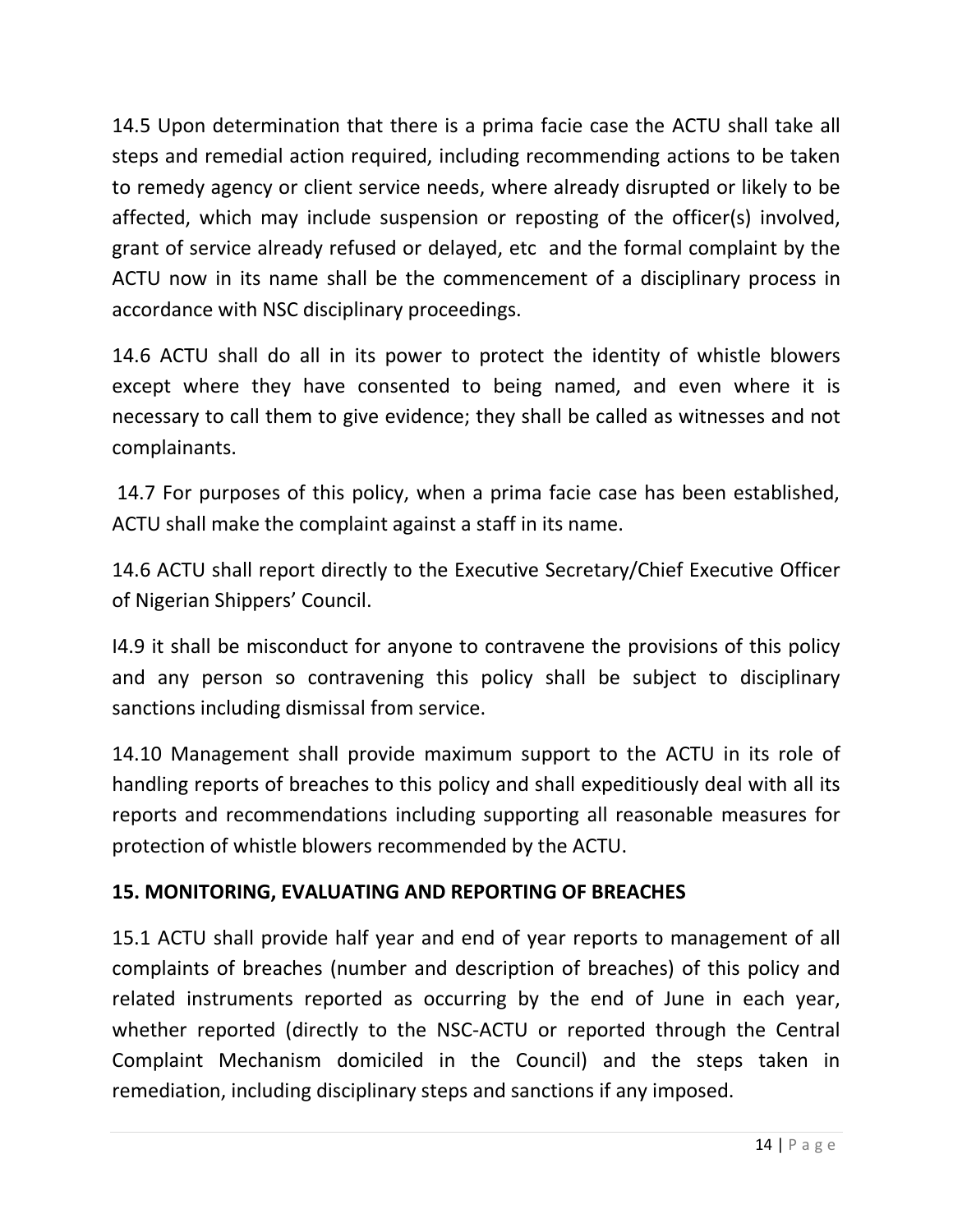14.5 Upon determination that there is a prima facie case the ACTU shall take all steps and remedial action required, including recommending actions to be taken to remedy agency or client service needs, where already disrupted or likely to be affected, which may include suspension or reposting of the officer(s) involved, grant of service already refused or delayed, etc and the formal complaint by the ACTU now in its name shall be the commencement of a disciplinary process in accordance with NSC disciplinary proceedings.

14.6 ACTU shall do all in its power to protect the identity of whistle blowers except where they have consented to being named, and even where it is necessary to call them to give evidence; they shall be called as witnesses and not complainants.

14.7 For purposes of this policy, when a prima facie case has been established, ACTU shall make the complaint against a staff in its name.

14.6 ACTU shall report directly to the Executive Secretary/Chief Executive Officer of Nigerian Shippers' Council.

I4.9 it shall be misconduct for anyone to contravene the provisions of this policy and any person so contravening this policy shall be subject to disciplinary sanctions including dismissal from service.

14.10 Management shall provide maximum support to the ACTU in its role of handling reports of breaches to this policy and shall expeditiously deal with all its reports and recommendations including supporting all reasonable measures for protection of whistle blowers recommended by the ACTU.

## 15. MONITORING, EVALUATING AND REPORTING OF BREACHES

15.1 ACTU shall provide half year and end of year reports to management of all complaints of breaches (number and description of breaches) of this policy and related instruments reported as occurring by the end of June in each year, whether reported (directly to the NSC-ACTU or reported through the Central Complaint Mechanism domiciled in the Council) and the steps taken in remediation, including disciplinary steps and sanctions if any imposed.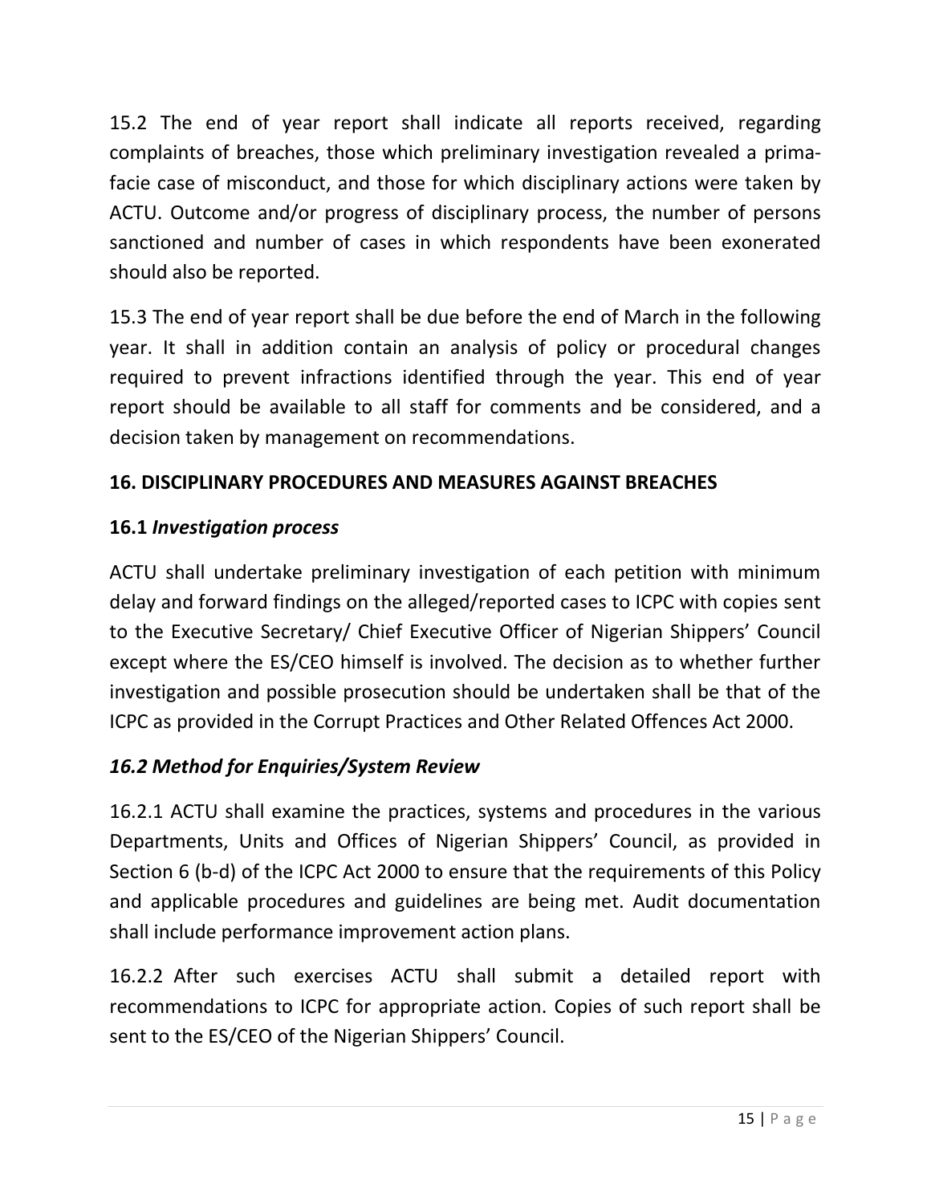15.2 The end of year report shall indicate all reports received, regarding complaints of breaches, those which preliminary investigation revealed a prima-facie case of misconduct, and those for which disciplinary actions were taken by ACTU. Outcome and/or progress of disciplinary process, the number of persons sanctioned and number of cases in which respondents have been exonerated should also be reported.

15.3 The end of year report shall be due before the end of March in the following year. It shall in addition contain an analysis of policy or procedural changes required to prevent infractions identified through the year. This end of year report should be available to all staff for comments and be considered, and a decision taken by management on recommendations.

## 16. DISCIPLINARY PROCEDURES AND MEASURES AGAINST BREACHES

### 16.1 *Investigation process*

ACTU shall undertake preliminary investigation of each petition with minimum delay and forward findings on the alleged/reported cases to ICPC with copies sent to the Executive Secretary/ Chief Executive Officer of Nigerian Shippers' Council except where the ES/CEO himself is involved. The decision as to whether further investigation and possible prosecution should be undertaken shall be that of the ICPC as provided in the Corrupt Practices and Other Related Offences Act 2000.

### *16.2 Method for Enquiries/System Review*

16.2.1 ACTU shall examine the practices, systems and procedures in the various Departments, Units and Offices of Nigerian Shippers' Council, as provided in Section 6 (b-d) of the ICPC Act 2000 to ensure that the requirements of this Policy and applicable procedures and guidelines are being met. Audit documentation shall include performance improvement action plans.

16.2.2 After such exercises ACTU shall submit a detailed report with recommendations to ICPC for appropriate action. Copies of such report shall be sent to the ES/CEO of the Nigerian Shippers' Council.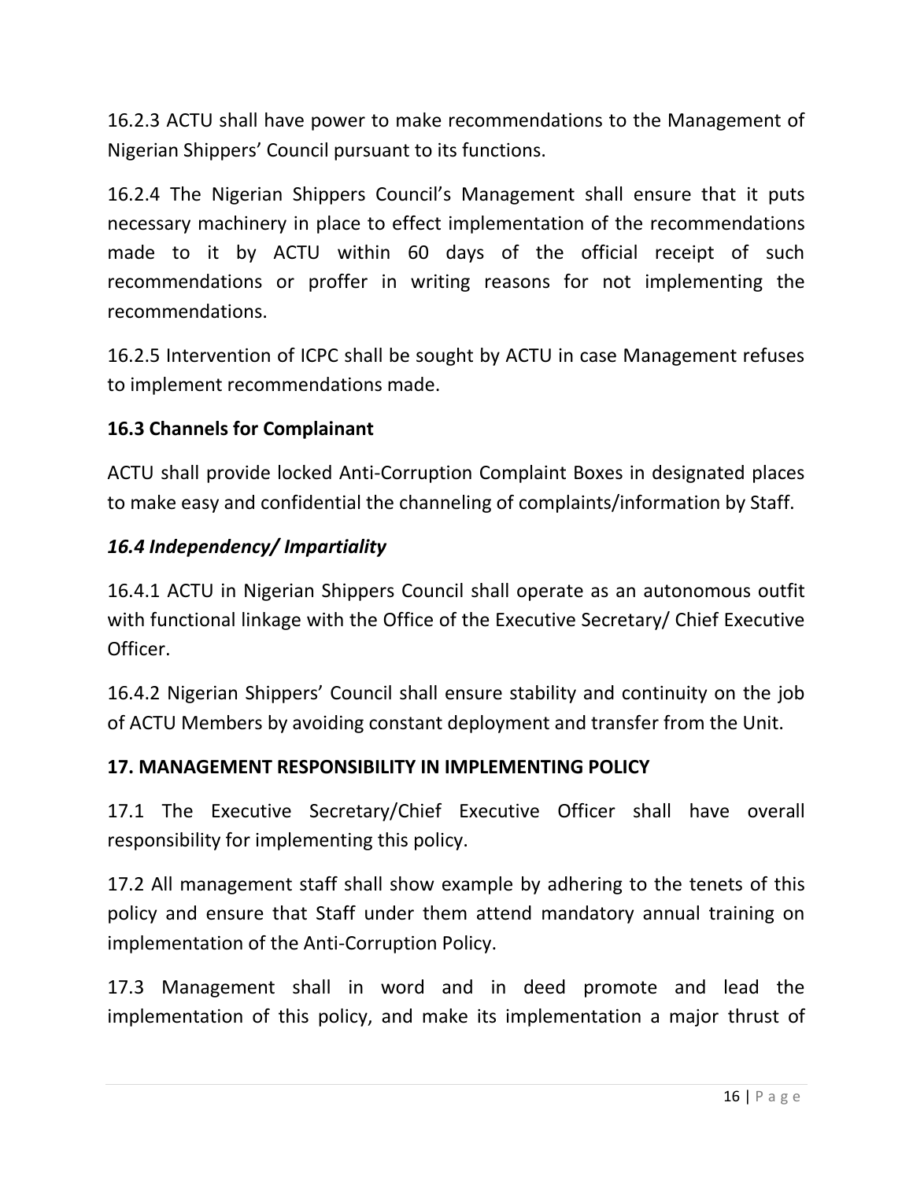16.2.3 ACTU shall have power to make recommendations to the Management of Nigerian Shippers' Council pursuant to its functions.

16.2.4 The Nigerian Shippers Council's Management shall ensure that it puts necessary machinery in place to effect implementation of the recommendations made to it by ACTU within 60 days of the official receipt of such recommendations or proffer in writing reasons for not implementing the recommendations.

16.2.5 Intervention of ICPC shall be sought by ACTU in case Management refuses to implement recommendations made.

### 16.3 Channels for Complainant

ACTU shall provide locked Anti-Corruption Complaint Boxes in designated places to make easy and confidential the channeling of complaints/information by Staff.

### *16.4 Independency/ Impartiality*

16.4.1 ACTU in Nigerian Shippers Council shall operate as an autonomous outfit with functional linkage with the Office of the Executive Secretary/ Chief Executive Officer.

16.4.2 Nigerian Shippers' Council shall ensure stability and continuity on the job of ACTU Members by avoiding constant deployment and transfer from the Unit.

## 17. MANAGEMENT RESPONSIBILITY IN IMPLEMENTING POLICY

17.1 The Executive Secretary/Chief Executive Officer shall have overall responsibility for implementing this policy.

17.2 All management staff shall show example by adhering to the tenets of this policy and ensure that Staff under them attend mandatory annual training on implementation of the Anti-Corruption Policy.

17.3 Management shall in word and in deed promote and lead the implementation of this policy, and make its implementation a major thrust of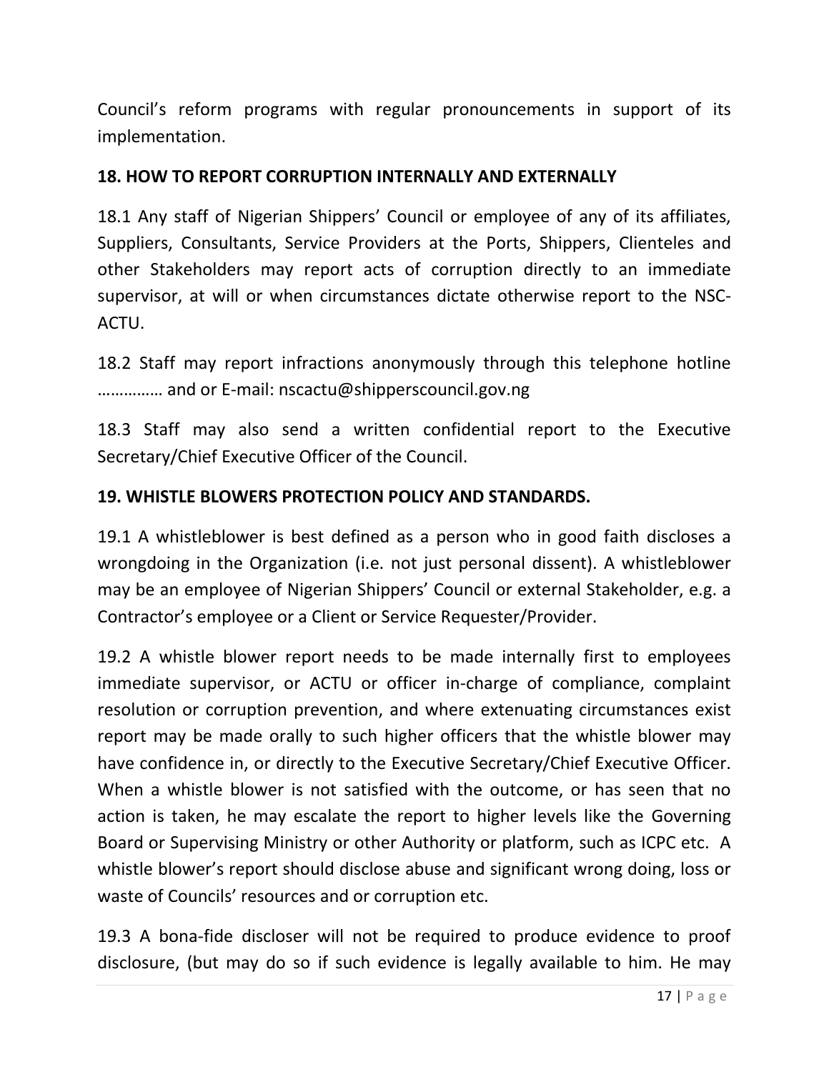Council's reform programs with regular pronouncements in support of its implementation.

## 18. HOW TO REPORT CORRUPTION INTERNALLY AND EXTERNALLY

18.1 Any staff of Nigerian Shippers' Council or employee of any of its affiliates, Suppliers, Consultants, Service Providers at the Ports, Shippers, Clienteles and other Stakeholders may report acts of corruption directly to an immediate supervisor, at will or when circumstances dictate otherwise report to the NSC-ACTU.

18.2 Staff may report infractions anonymously through this telephone hotline …………… and or E-mail: nscactu@shipperscouncil.gov.ng

18.3 Staff may also send a written confidential report to the Executive Secretary/Chief Executive Officer of the Council.

## 19. WHISTLE BLOWERS PROTECTION POLICY AND STANDARDS.

19.1 A whistleblower is best defined as a person who in good faith discloses a wrongdoing in the Organization (i.e. not just personal dissent). A whistleblower may be an employee of Nigerian Shippers' Council or external Stakeholder, e.g. a Contractor's employee or a Client or Service Requester/Provider.

19.2 A whistle blower report needs to be made internally first to employees immediate supervisor, or ACTU or officer in-charge of compliance, complaint resolution or corruption prevention, and where extenuating circumstances exist report may be made orally to such higher officers that the whistle blower may have confidence in, or directly to the Executive Secretary/Chief Executive Officer. When a whistle blower is not satisfied with the outcome, or has seen that no action is taken, he may escalate the report to higher levels like the Governing Board or Supervising Ministry or other Authority or platform, such as ICPC etc. A whistle blower's report should disclose abuse and significant wrong doing, loss or waste of Councils' resources and or corruption etc.

19.3 A bona-fide discloser will not be required to produce evidence to proof disclosure, (but may do so if such evidence is legally available to him. He may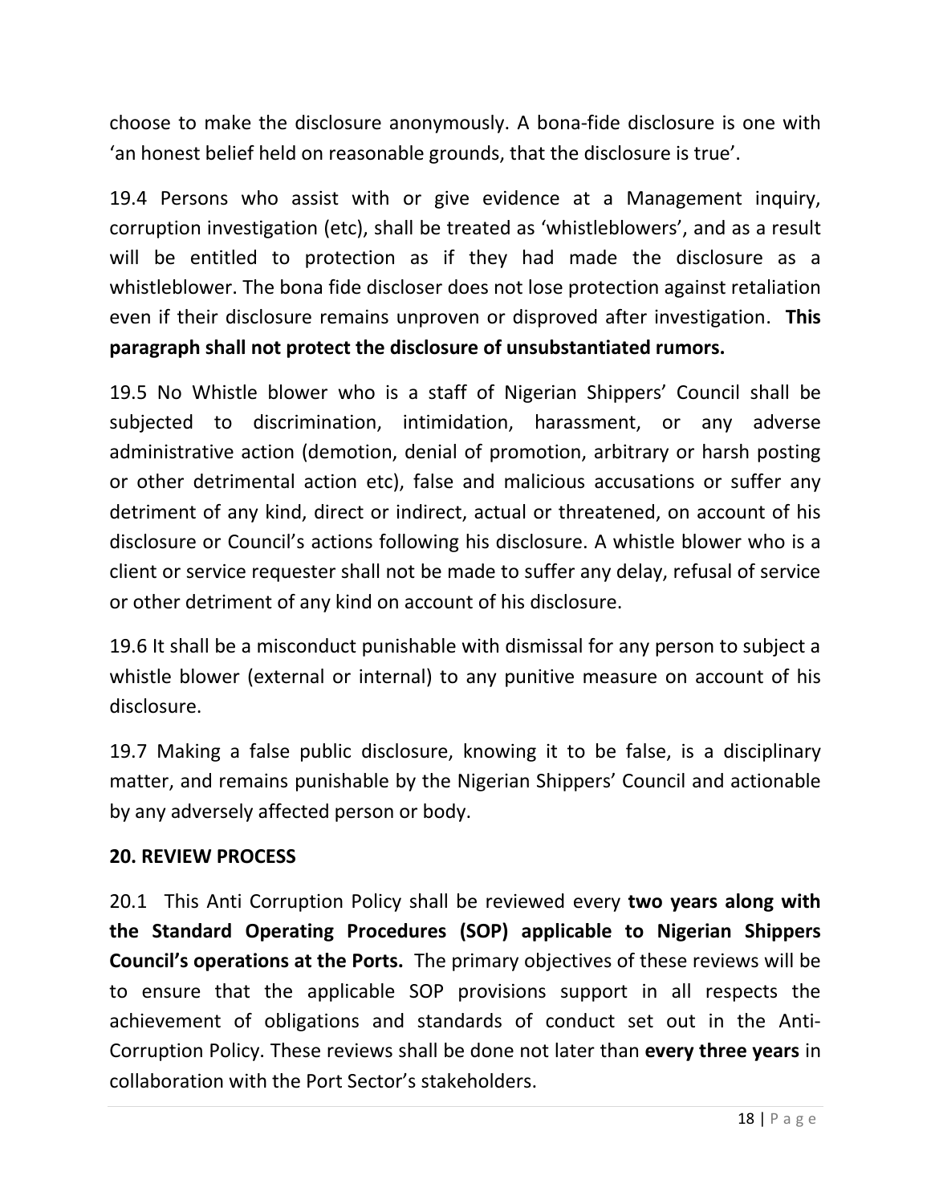choose to make the disclosure anonymously. A bona-fide disclosure is one with 'an honest belief held on reasonable grounds, that the disclosure is true'.

19.4 Persons who assist with or give evidence at a Management inquiry, corruption investigation (etc), shall be treated as 'whistleblowers', and as a result will be entitled to protection as if they had made the disclosure as a whistleblower. The bona fide discloser does not lose protection against retaliation even if their disclosure remains unproven or disproved after investigation. **This paragraph shall not protect the disclosure of unsubstantiated rumors.**

19.5 No Whistle blower who is a staff of Nigerian Shippers' Council shall be subjected to discrimination, intimidation, harassment, or any adverse administrative action (demotion, denial of promotion, arbitrary or harsh posting or other detrimental action etc), false and malicious accusations or suffer any detriment of any kind, direct or indirect, actual or threatened, on account of his disclosure or Council's actions following his disclosure. A whistle blower who is a client or service requester shall not be made to suffer any delay, refusal of service or other detriment of any kind on account of his disclosure.

19.6 It shall be a misconduct punishable with dismissal for any person to subject a whistle blower (external or internal) to any punitive measure on account of his disclosure.

19.7 Making a false public disclosure, knowing it to be false, is a disciplinary matter, and remains punishable by the Nigerian Shippers' Council and actionable by any adversely affected person or body.

## 20. REVIEW PROCESS

20.1 This Anti Corruption Policy shall be reviewed every **two years along with the Standard Operating Procedures (SOP) applicable to Nigerian Shippers Council's operations at the Ports.** The primary objectives of these reviews will be to ensure that the applicable SOP provisions support in all respects the achievement of obligations and standards of conduct set out in the Anti-Corruption Policy. These reviews shall be done not later than **every three years** in collaboration with the Port Sector's stakeholders.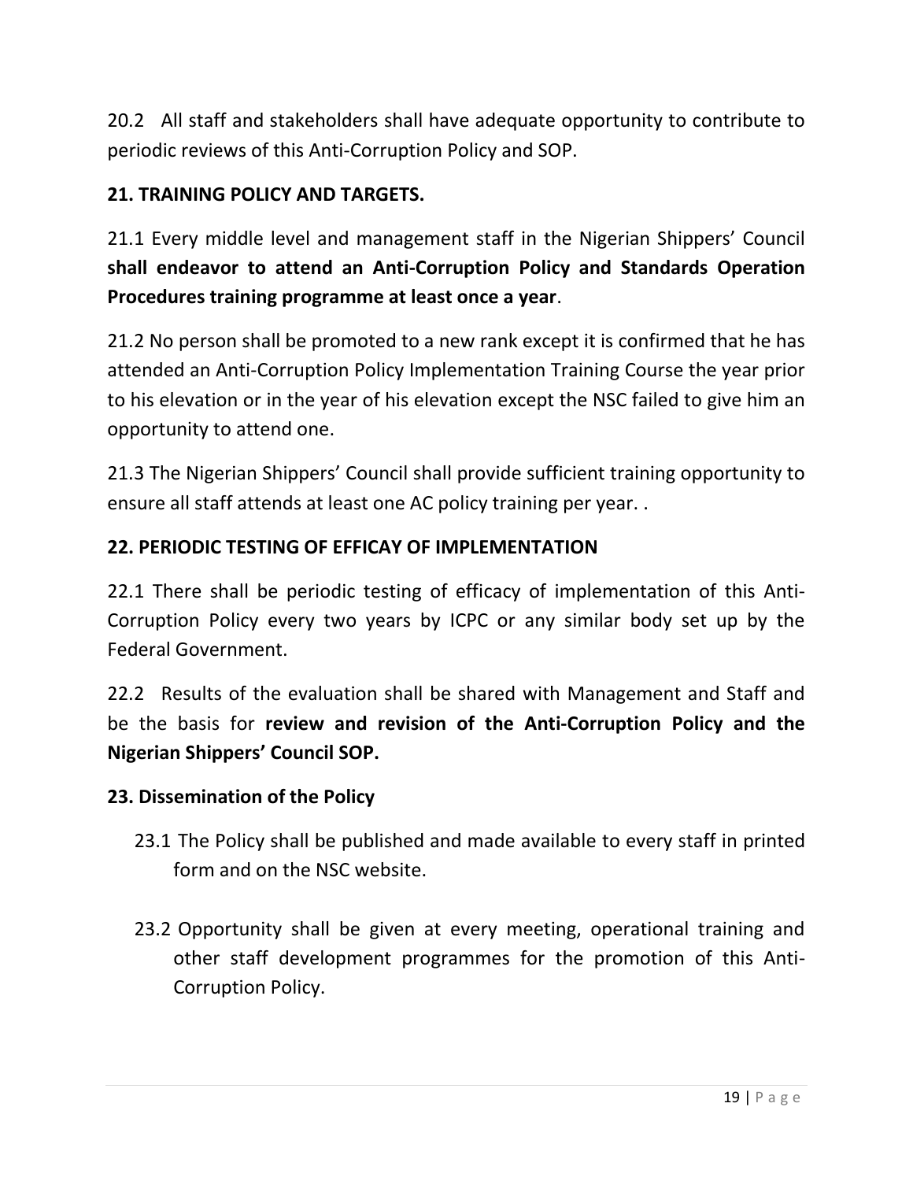20.2 All staff and stakeholders shall have adequate opportunity to contribute to periodic reviews of this Anti-Corruption Policy and SOP.

**21. TRAINING POLICY AND TARGETS.**

21.1 Every middle level and management staff in the Nigerian Shippers' Council **shall endeavor to attend an Anti-Corruption Policy and Standards Operation Procedures training programme at least once a year**.

21.2 No person shall be promoted to a new rank except it is confirmed that he has attended an Anti-Corruption Policy Implementation Training Course the year prior to his elevation or in the year of his elevation except the NSC failed to give him an opportunity to attend one.

21.3 The Nigerian Shippers' Council shall provide sufficient training opportunity to ensure all staff attends at least one AC policy training per year. .

**22. PERIODIC TESTING OF EFFICAY OF IMPLEMENTATION**

22.1 There shall be periodic testing of efficacy of implementation of this Anti-Corruption Policy every two years by ICPC or any similar body set up by the Federal Government.

22.2 Results of the evaluation shall be shared with Management and Staff and be the basis for **review and revision of the Anti-Corruption Policy and the Nigerian Shippers' Council SOP.**

**23. Dissemination of the Policy**

23.1 The Policy shall be published and made available to every staff in printed form and on the NSC website.

23.2 Opportunity shall be given at every meeting, operational training and other staff development programmes for the promotion of this Anti-Corruption Policy.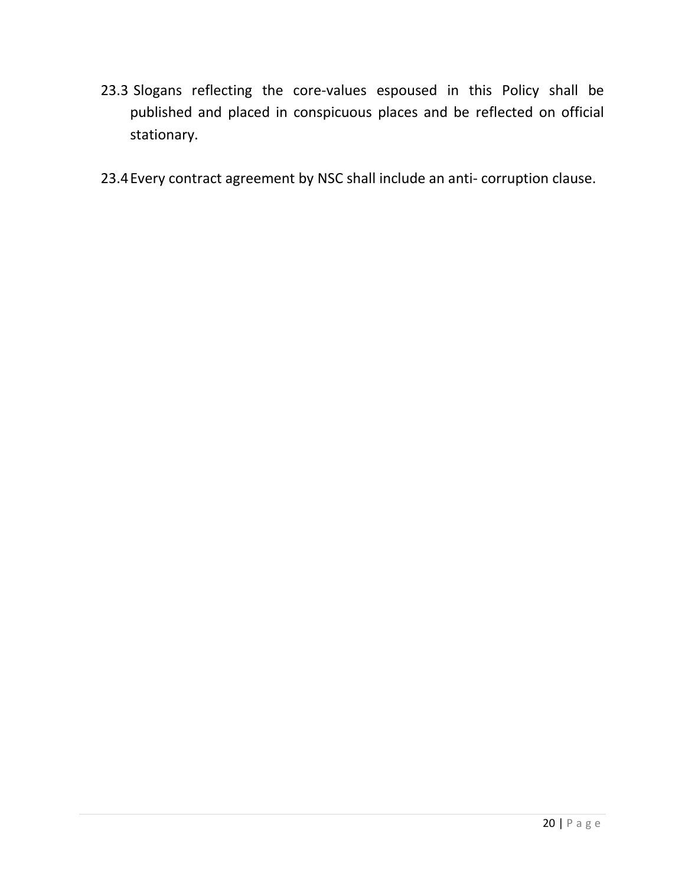23.3 Slogans reflecting the core-values espoused in this Policy shall be published and placed in conspicuous places and be reflected on official stationary.

23.4 Every contract agreement by NSC shall include an anti- corruption clause.